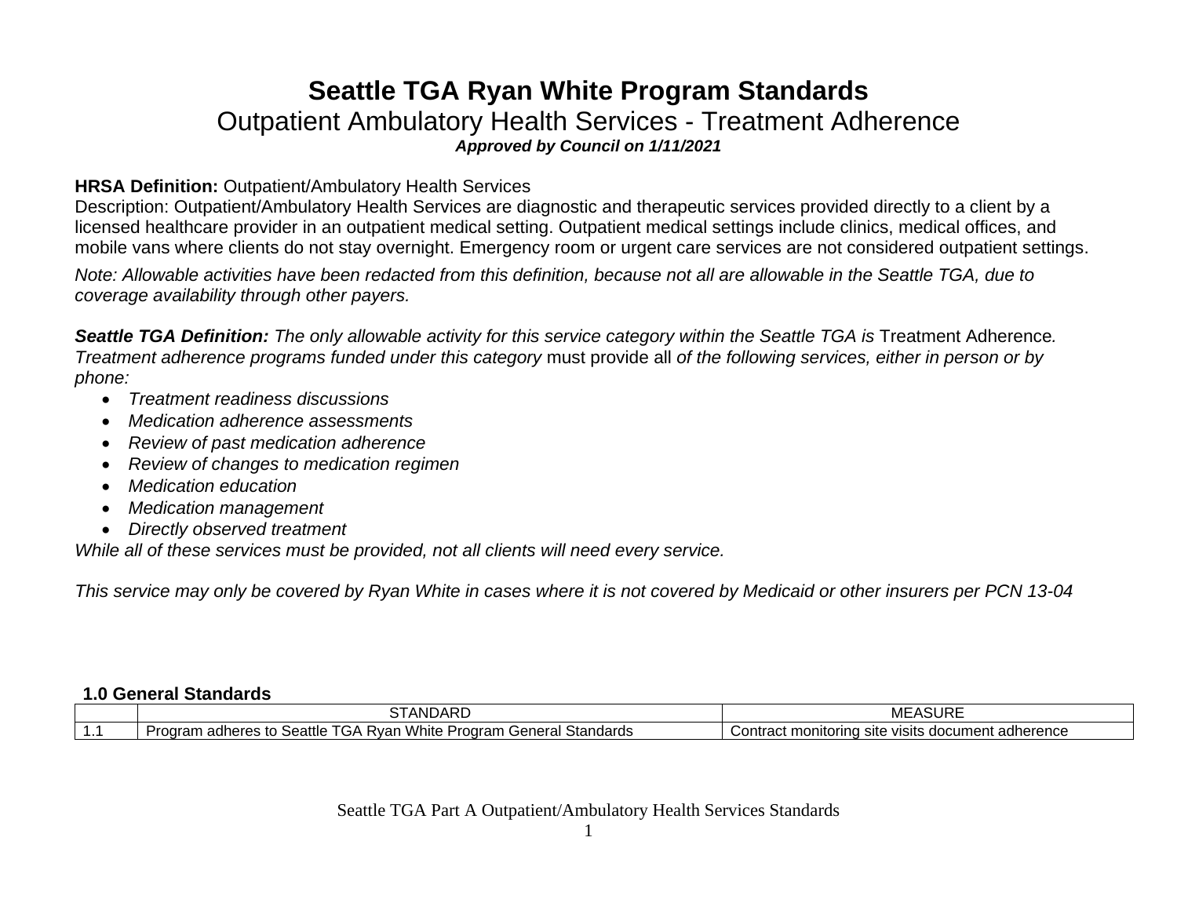# Seattle TGA Ryan White Program Standards

## Outpatient Ambulatory Health Services - Treatment Adherence

***Approved by Council on 1/11/2021***

**HRSA Definition:** Outpatient/Ambulatory Health Services
Description: Outpatient/Ambulatory Health Services are diagnostic and therapeutic services provided directly to a client by a licensed healthcare provider in an outpatient medical setting. Outpatient medical settings include clinics, medical offices, and mobile vans where clients do not stay overnight. Emergency room or urgent care services are not considered outpatient settings.

*Note: Allowable activities have been redacted from this definition, because not all are allowable in the Seattle TGA, due to coverage availability through other payers.*

***Seattle TGA Definition:*** *The only allowable activity for this service category within the Seattle TGA is* Treatment Adherence*. Treatment adherence programs funded under this category* must provide all *of the following services, either in person or by phone:*

- *Treatment readiness discussions*
- *Medication adherence assessments*
- *Review of past medication adherence*
- *Review of changes to medication regimen*
- *Medication education*
- *Medication management*
- *Directly observed treatment*

*While all of these services must be provided, not all clients will need every service.*

*This service may only be covered by Ryan White in cases where it is not covered by Medicaid or other insurers per PCN 13-04*

### 1.0 General Standards

| | STANDARD | MEASURE |
|---|---|---|
| 1.1 | Program adheres to Seattle TGA Ryan White Program General Standards | Contract monitoring site visits document adherence |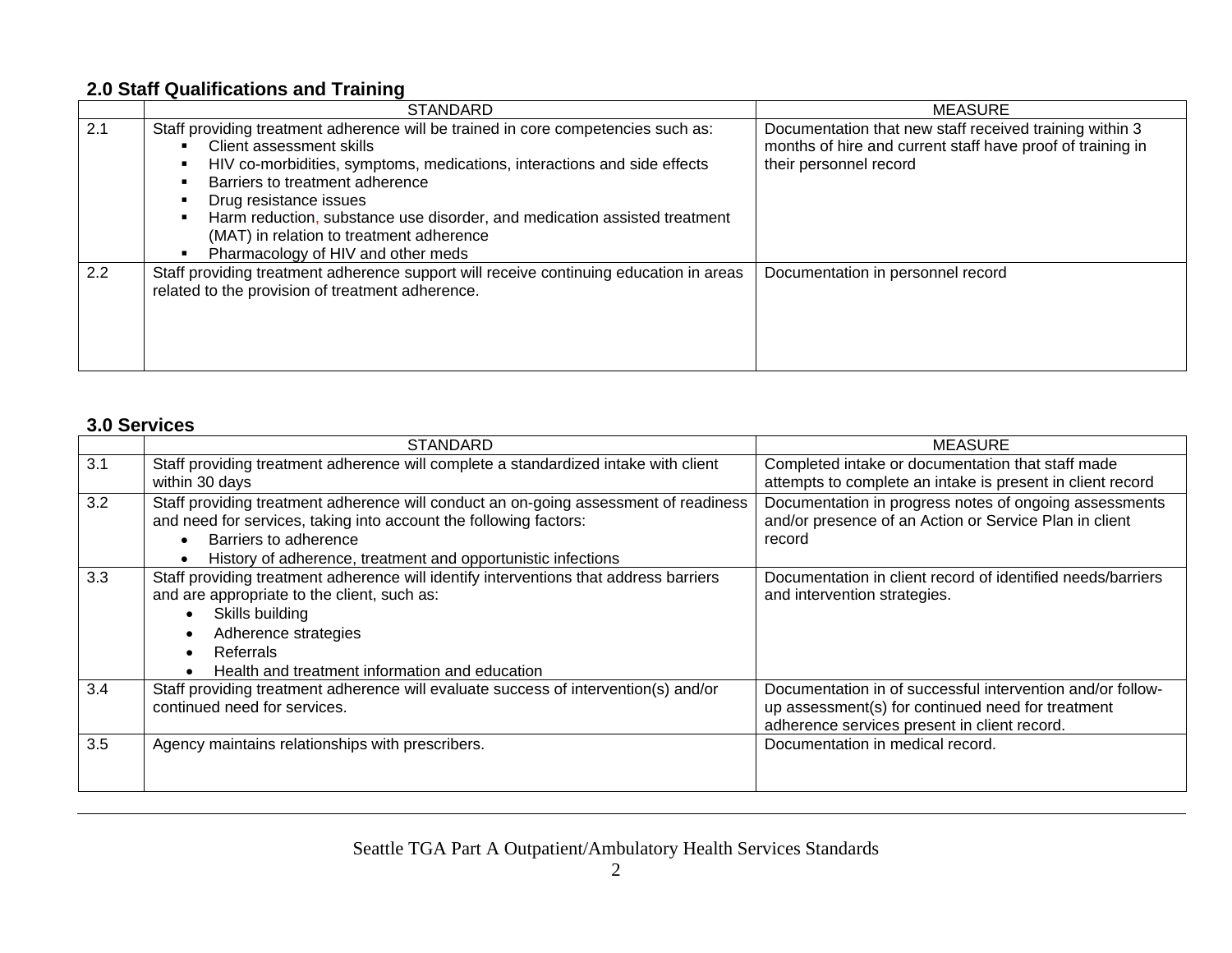### 2.0 Staff Qualifications and Training

| | STANDARD | MEASURE |
|---|---|---|
| 2.1 | Staff providing treatment adherence will be trained in core competencies such as:<br>▪ Client assessment skills<br>▪ HIV co-morbidities, symptoms, medications, interactions and side effects<br>▪ Barriers to treatment adherence<br>▪ Drug resistance issues<br>▪ Harm reduction, substance use disorder, and medication assisted treatment (MAT) in relation to treatment adherence<br>▪ Pharmacology of HIV and other meds | Documentation that new staff received training within 3 months of hire and current staff have proof of training in their personnel record |
| 2.2 | Staff providing treatment adherence support will receive continuing education in areas related to the provision of treatment adherence. | Documentation in personnel record |

### 3.0 Services

| | STANDARD | MEASURE |
|---|---|---|
| 3.1 | Staff providing treatment adherence will complete a standardized intake with client within 30 days | Completed intake or documentation that staff made attempts to complete an intake is present in client record |
| 3.2 | Staff providing treatment adherence will conduct an on-going assessment of readiness and need for services, taking into account the following factors:<br>• Barriers to adherence<br>• History of adherence, treatment and opportunistic infections | Documentation in progress notes of ongoing assessments and/or presence of an Action or Service Plan in client record |
| 3.3 | Staff providing treatment adherence will identify interventions that address barriers and are appropriate to the client, such as:<br>• Skills building<br>• Adherence strategies<br>• Referrals<br>• Health and treatment information and education | Documentation in client record of identified needs/barriers and intervention strategies. |
| 3.4 | Staff providing treatment adherence will evaluate success of intervention(s) and/or continued need for services. | Documentation in of successful intervention and/or follow-up assessment(s) for continued need for treatment adherence services present in client record. |
| 3.5 | Agency maintains relationships with prescribers. | Documentation in medical record. |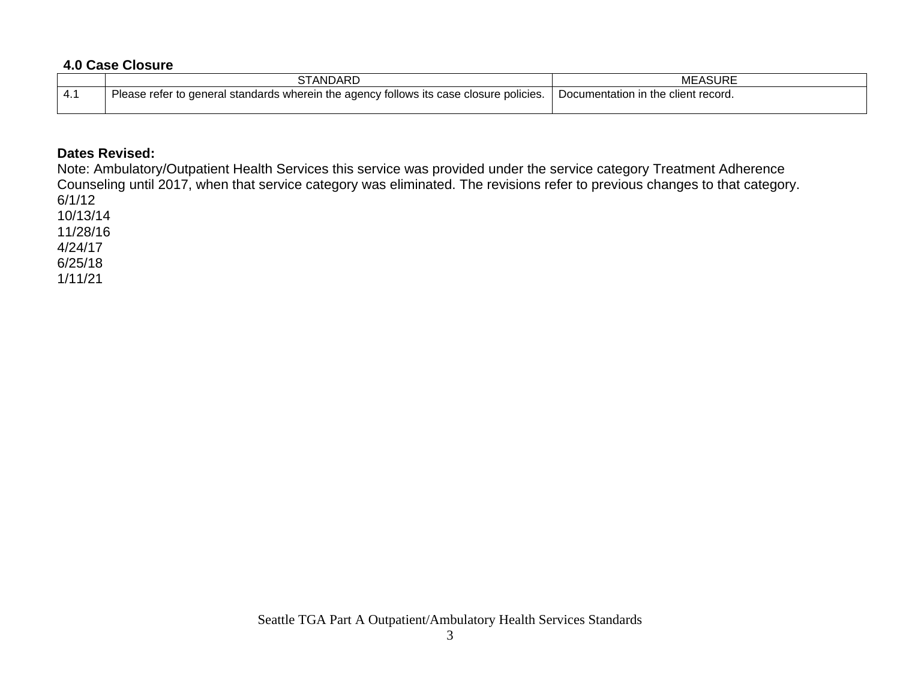### 4.0 Case Closure

| | STANDARD | MEASURE |
|---|---|---|
| 4.1 | Please refer to general standards wherein the agency follows its case closure policies. | Documentation in the client record. |

**Dates Revised:**

Note: Ambulatory/Outpatient Health Services this service was provided under the service category Treatment Adherence Counseling until 2017, when that service category was eliminated. The revisions refer to previous changes to that category.

6/1/12
10/13/14
11/28/16
4/24/17
6/25/18
1/11/21